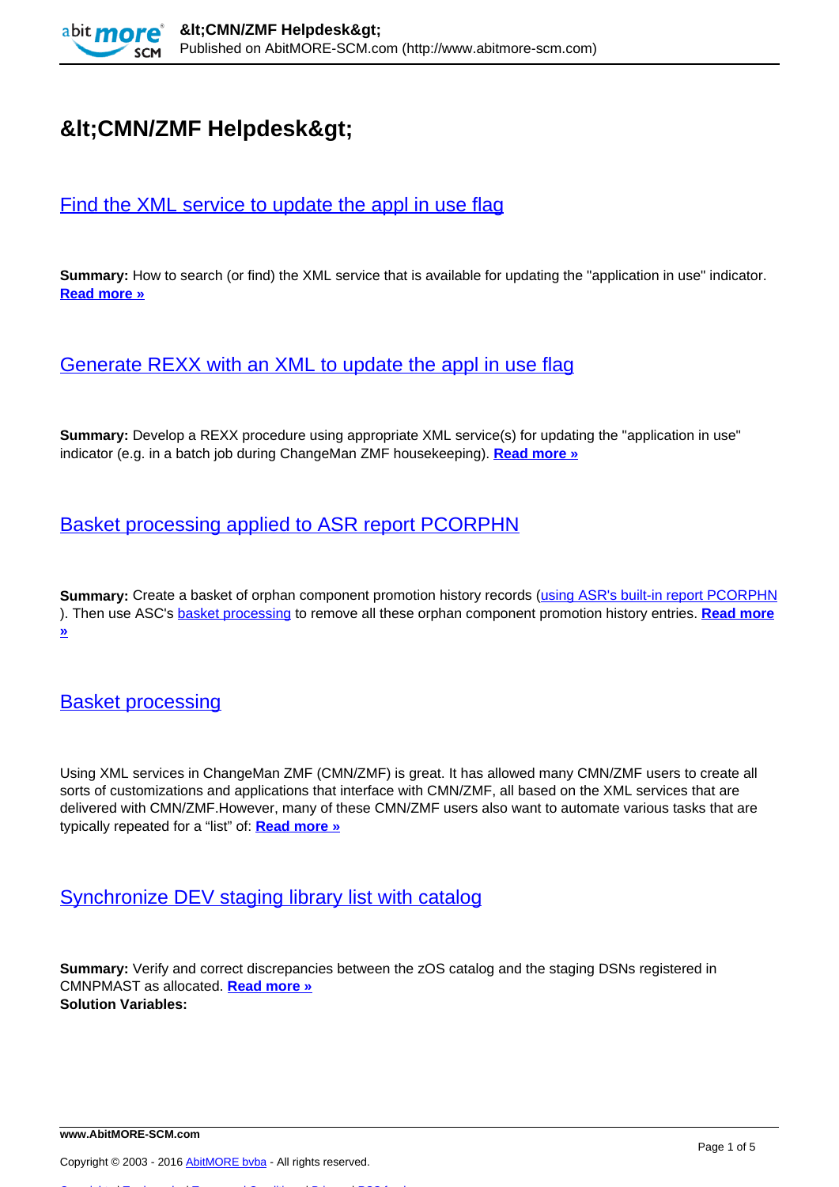# &lt;CMN/ZMF Helpdesk&gt;

## Find the XML service to update the appl in use flag

**Summary:** How to search (or find) the XML service that is available for updating the "application in use" indicator. **Read more »**

## Generate REXX with an XML to update the appl in use flag

**Summary:** Develop a REXX procedure using appropriate XML service(s) for updating the "application in use" indicator (e.g. in a batch job during ChangeMan ZMF housekeeping). **Read more »**

## Basket processing applied to ASR report PCORPHN

**Summary:** Create a basket of orphan component promotion history records (using ASR's built-in report PCORPHN ). Then use ASC's basket processing to remove all these orphan component promotion history entries. **Read more »**

## Basket processing

Using XML services in ChangeMan ZMF (CMN/ZMF) is great. It has allowed many CMN/ZMF users to create all sorts of customizations and applications that interface with CMN/ZMF, all based on the XML services that are delivered with CMN/ZMF.However, many of these CMN/ZMF users also want to automate various tasks that are typically repeated for a “list” of: **Read more »**

## Synchronize DEV staging library list with catalog

**Summary:** Verify and correct discrepancies between the zOS catalog and the staging DSNs registered in CMNPMAST as allocated. **Read more »**
**Solution Variables:**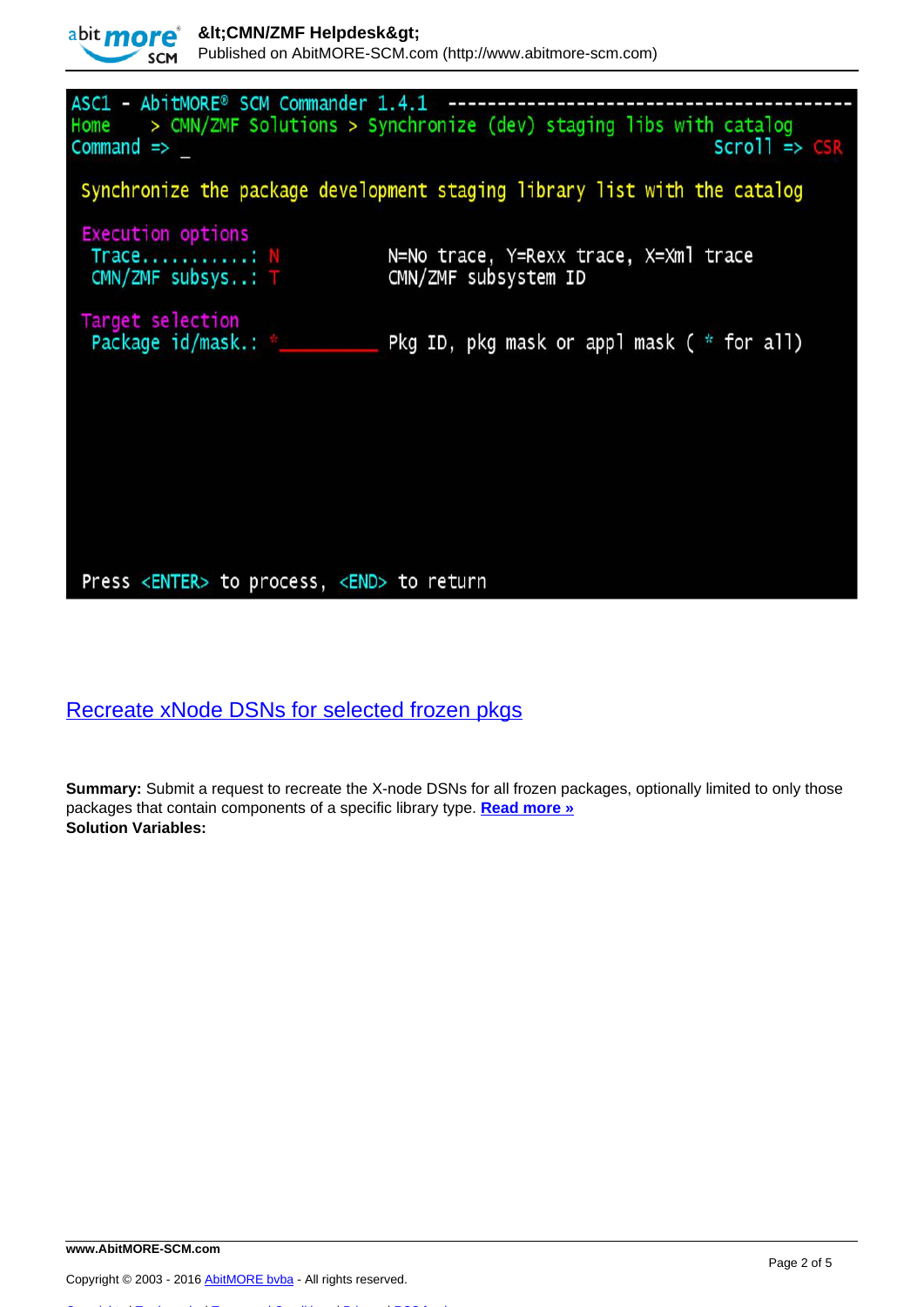```
ASC1 - AbitMORE® SCM Commander 1.4.1 ----------------------------------------
Home    > CMN/ZMF Solutions > Synchronize (dev) staging libs with catalog
Command => _                                                     Scroll => CSR

 Synchronize the package development staging library list with the catalog

 Execution options
  Trace...........: N             N=No trace, Y=Rexx trace, X=Xml trace
  CMN/ZMF subsys..: T             CMN/ZMF subsystem ID

 Target selection
  Package id/mask.: *________     Pkg ID, pkg mask or appl mask ( * for all)









 Press <ENTER> to process, <END> to return
```

## Recreate xNode DSNs for selected frozen pkgs

**Summary:** Submit a request to recreate the X-node DSNs for all frozen packages, optionally limited to only those packages that contain components of a specific library type. **Read more »**
**Solution Variables:**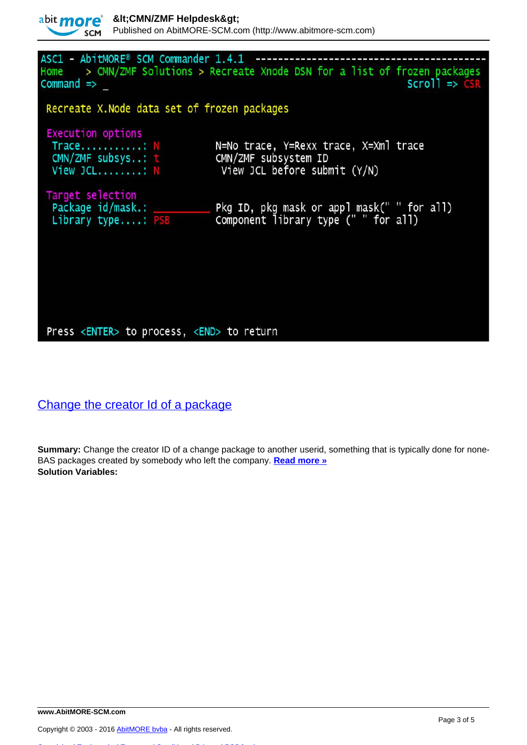```
ASC1 - AbitMORE® SCM Commander 1.4.1  ----------------------------------------
Home    > CMN/ZMF Solutions > Recreate Xnode DSN for a list of frozen packages
Command => _                                                     Scroll => CSR

 Recreate X.Node data set of frozen packages

 Execution options
  Trace...........: N                N=No trace, Y=Rexx trace, X=Xml trace
  CMN/ZMF subsys..: t                CMN/ZMF subsystem ID
  View JCL........: N                 View JCL before submit (Y/N)

 Target selection
  Package id/mask.: __________       Pkg ID, pkg mask or appl mask(" " for all)
  Library type....: PSB              Component library type (" " for all)



 Press <ENTER> to process, <END> to return
```

## Change the creator Id of a package

**Summary:** Change the creator ID of a change package to another userid, something that is typically done for none-BAS packages created by somebody who left the company. **Read more »**
**Solution Variables:**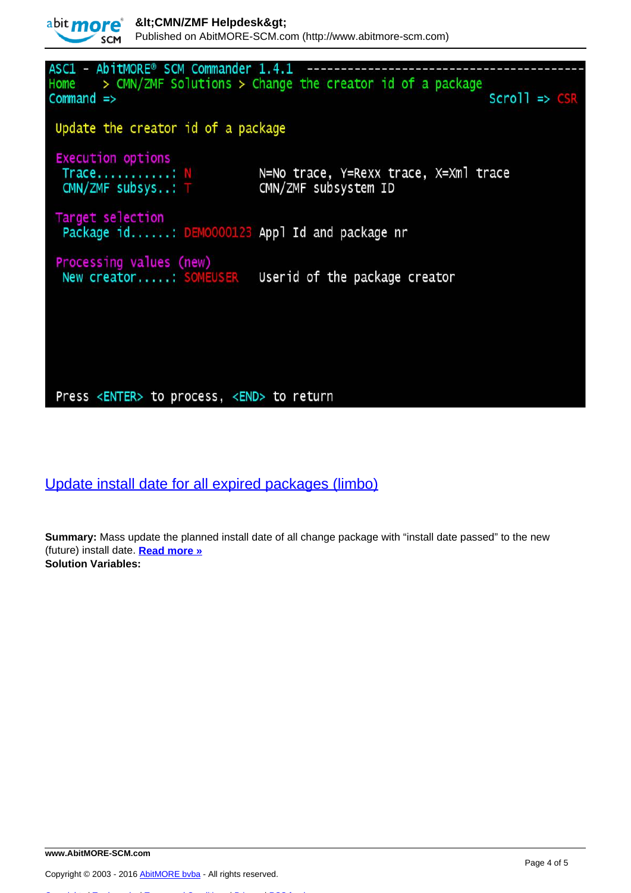```
ASC1 - AbitMORE® SCM Commander 1.4.1 ---------------------------------------
Home    > CMN/ZMF Solutions > Change the creator id of a package
Command =>                                                          Scroll => CSR

 Update the creator id of a package

 Execution options
  Trace...........: N              N=No trace, Y=Rexx trace, X=Xml trace
  CMN/ZMF subsys..: T              CMN/ZMF subsystem ID

 Target selection
  Package id......: DEMO000123     Appl Id and package nr

 Processing values (new)
  New creator.....: SOMEUSER       Userid of the package creator





 Press <ENTER> to process, <END> to return
```

## Update install date for all expired packages (limbo)

**Summary:** Mass update the planned install date of all change package with “install date passed” to the new (future) install date. **Read more »**
**Solution Variables:**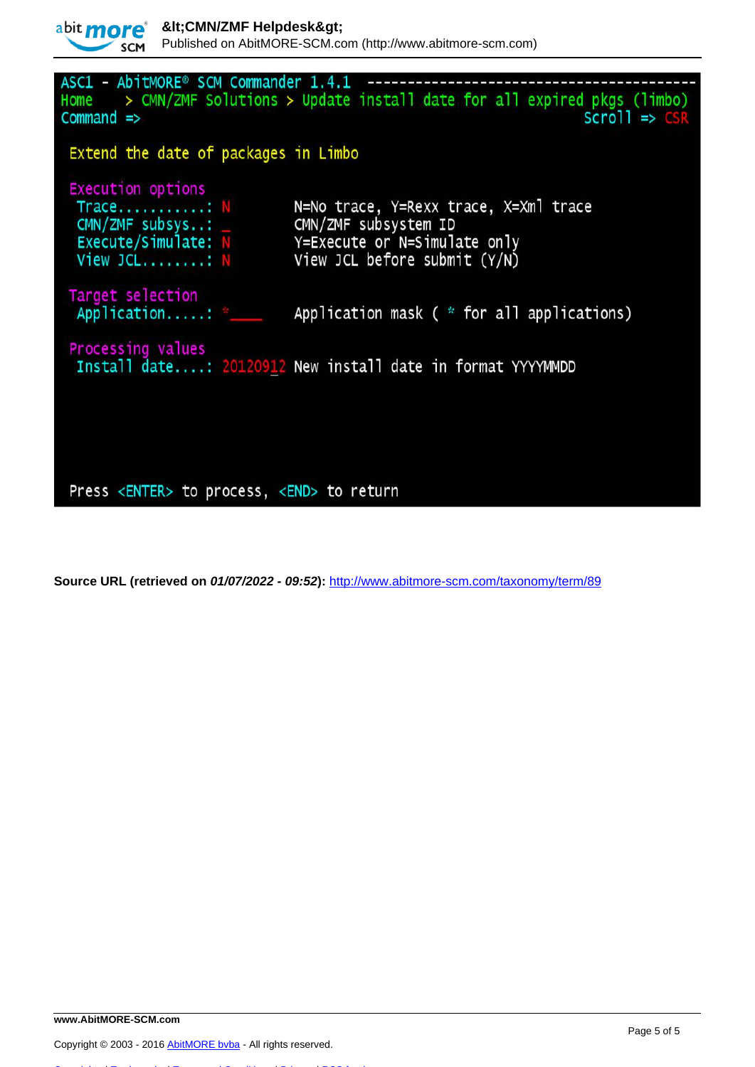```
ASC1 - AbitMORE® SCM Commander 1.4.1 ----------------------------------------
Home    > CMN/ZMF Solutions > Update install date for all expired pkgs (limbo)
Command =>                                                       Scroll => CSR

 Extend the date of packages in Limbo

 Execution options
  Trace...........: N          N=No trace, Y=Rexx trace, X=Xml trace
  CMN/ZMF subsys..: _          CMN/ZMF subsystem ID
  Execute/Simulate: N          Y=Execute or N=Simulate only
  View JCL........: N          View JCL before submit (Y/N)

 Target selection
  Application.....: *____      Application mask ( * for all applications)

 Processing values
  Install date....: 20120912 New install date in format YYYYMMDD



 Press <ENTER> to process, <END> to return
```

**Source URL (retrieved on *01/07/2022 - 09:52*):** http://www.abitmore-scm.com/taxonomy/term/89